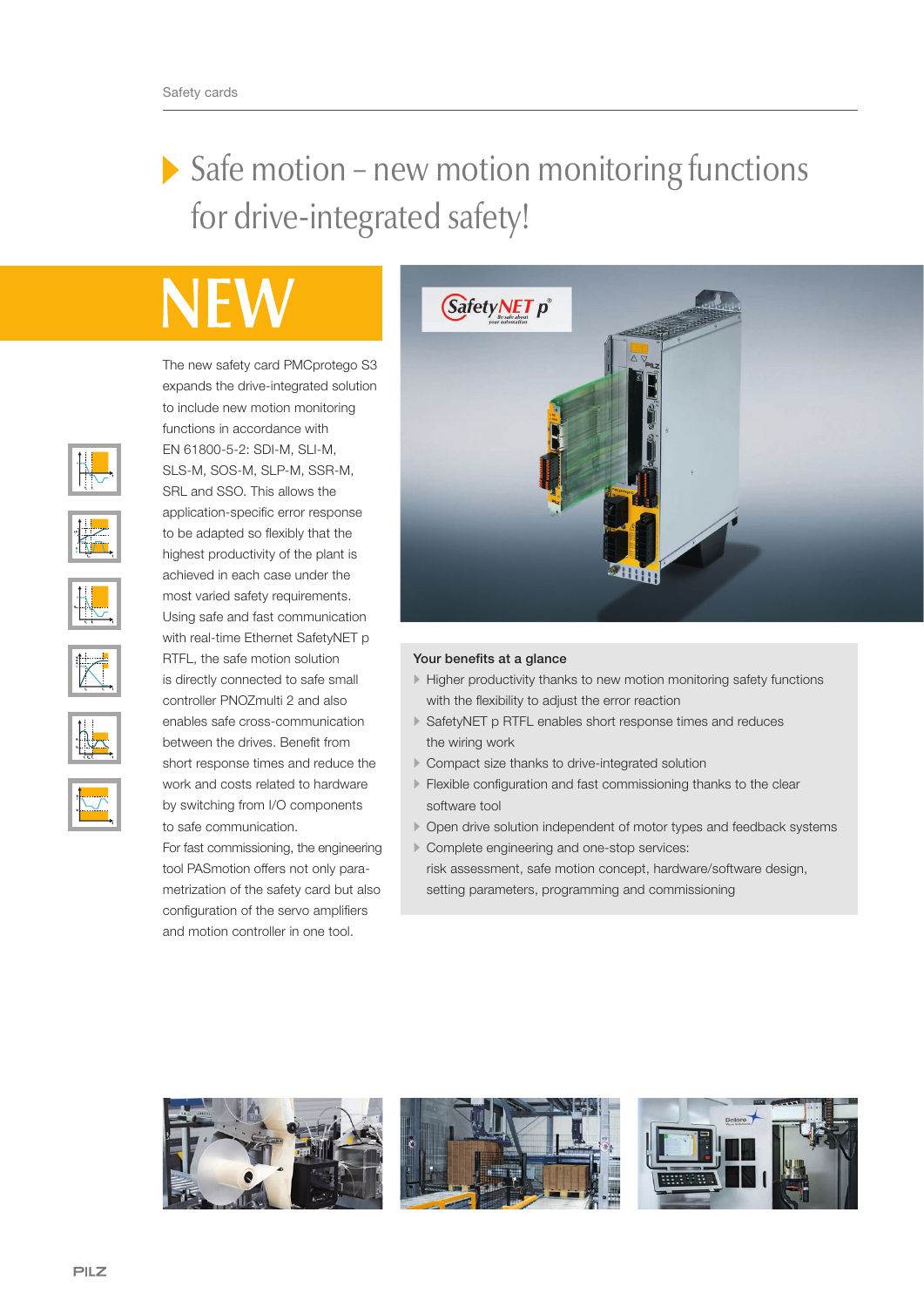# Safe motion – new motion monitoring functions for drive-integrated safety!

## NEW

The new safety card PMCprotego S3 expands the drive-integrated solution to include new motion monitoring functions in accordance with EN 61800-5-2: SDI-M, SLI-M, SLS-M, SOS-M, SLP-M, SSR-M, SRL and SSO. This allows the application-specific error response to be adapted so flexibly that the highest productivity of the plant is achieved in each case under the most varied safety requirements. Using safe and fast communication with real-time Ethernet SafetyNET p RTFL, the safe motion solution is directly connected to safe small controller PNOZmulti 2 and also enables safe cross-communication between the drives. Benefit from short response times and reduce the work and costs related to hardware by switching from I/O components to safe communication.

For fast commissioning, the engineering tool PASmotion offers not only parametrization of the safety card but also configuration of the servo amplifiers and motion controller in one tool.

**Your benefits at a glance**

- Higher productivity thanks to new motion monitoring safety functions with the flexibility to adjust the error reaction
- SafetyNET p RTFL enables short response times and reduces the wiring work
- Compact size thanks to drive-integrated solution
- Flexible configuration and fast commissioning thanks to the clear software tool
- Open drive solution independent of motor types and feedback systems
- Complete engineering and one-stop services: risk assessment, safe motion concept, hardware/software design, setting parameters, programming and commissioning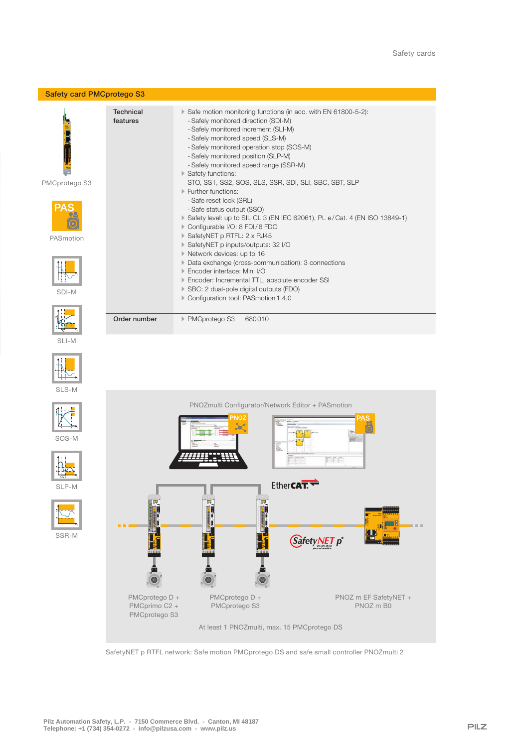## Safety card PMCprotego S3

PMCprotego S3

PASmotion

SDI-M

SLI-M

SLS-M

SOS-M

SLP-M

SSR-M

| | |
|---|---|
| **Technical features** | ▸ Safe motion monitoring functions (in acc. with EN 61800-5-2):<br>- Safely monitored direction (SDI-M)<br>- Safely monitored increment (SLI-M)<br>- Safely monitored speed (SLS-M)<br>- Safely monitored operation stop (SOS-M)<br>- Safely monitored position (SLP-M)<br>- Safely monitored speed range (SSR-M)<br>▸ Safety functions:<br>STO, SS1, SS2, SOS, SLS, SSR, SDI, SLI, SBC, SBT, SLP<br>▸ Further functions:<br>- Safe reset lock (SRL)<br>- Safe status output (SSO)<br>▸ Safety level: up to SIL CL 3 (EN IEC 62061), PL e/Cat. 4 (EN ISO 13849-1)<br>▸ Configurable I/O: 8 FDI/6 FDO<br>▸ SafetyNET p RTFL: 2 x RJ45<br>▸ SafetyNET p inputs/outputs: 32 I/O<br>▸ Network devices: up to 16<br>▸ Data exchange (cross-communication): 3 connections<br>▸ Encoder interface: Mini I/O<br>▸ Encoder: Incremental TTL, absolute encoder SSI<br>▸ SBC: 2 dual-pole digital outputs (FDO)<br>▸ Configuration tool: PASmotion 1.4.0 |
| **Order number** | ▸ PMCprotego S3 680010 |

PNOZmulti Configurator/Network Editor + PASmotion

EtherCAT.

SafetyNET p

PMCprotego D + PMCprimo C2 + PMCprotego S3

PMCprotego D + PMCprotego S3

PNOZ m EF SafetyNET + PNOZ m B0

At least 1 PNOZmulti, max. 15 PMCprotego DS

SafetyNET p RTFL network: Safe motion PMCprotego DS and safe small controller PNOZmulti 2

Pilz Automation Safety, L.P. - 7150 Commerce Blvd. - Canton, MI 48187
Telephone: +1 (734) 354-0272 - info@pilzusa.com - www.pilz.us